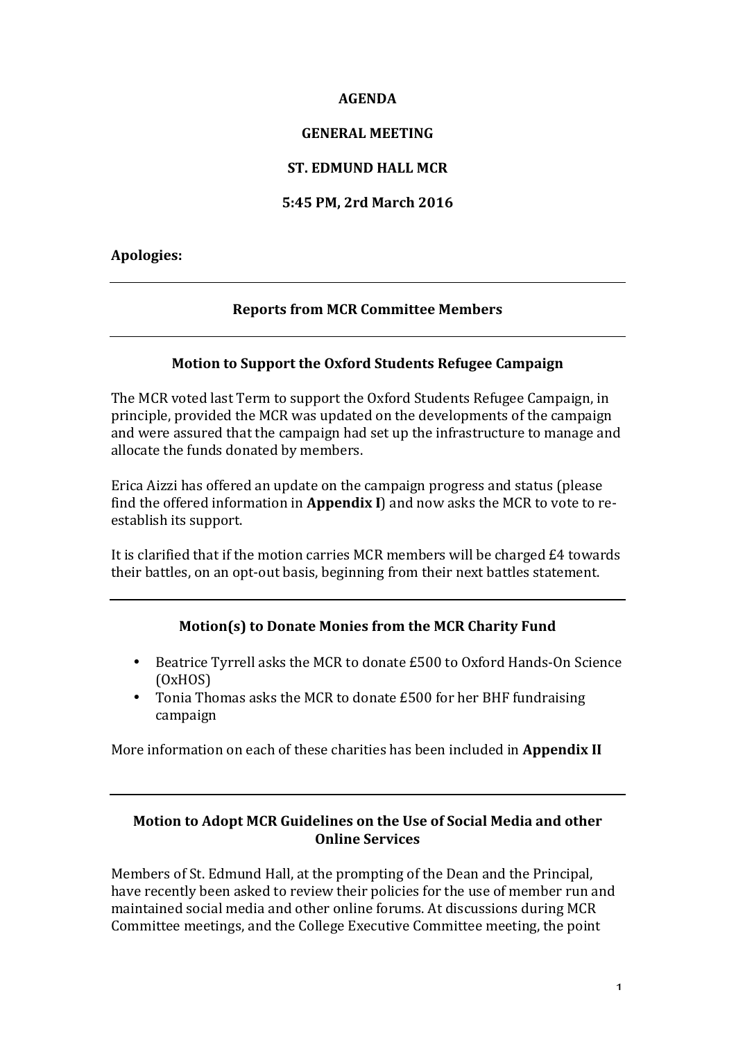# AGENDA

## GENERAL MEETING

## ST. EDMUND HALL MCR

## 5:45 PM, 2rd March 2016

**Apologies:**

---

### Reports from MCR Committee Members

---

### Motion to Support the Oxford Students Refugee Campaign

The MCR voted last Term to support the Oxford Students Refugee Campaign, in principle, provided the MCR was updated on the developments of the campaign and were assured that the campaign had set up the infrastructure to manage and allocate the funds donated by members.

Erica Aizzi has offered an update on the campaign progress and status (please find the offered information in **Appendix I**) and now asks the MCR to vote to re-establish its support.

It is clarified that if the motion carries MCR members will be charged £4 towards their battles, on an opt-out basis, beginning from their next battles statement.

---

### Motion(s) to Donate Monies from the MCR Charity Fund

- Beatrice Tyrrell asks the MCR to donate £500 to Oxford Hands-On Science (OxHOS)
- Tonia Thomas asks the MCR to donate £500 for her BHF fundraising campaign

More information on each of these charities has been included in **Appendix II**

---

### Motion to Adopt MCR Guidelines on the Use of Social Media and other Online Services

Members of St. Edmund Hall, at the prompting of the Dean and the Principal, have recently been asked to review their policies for the use of member run and maintained social media and other online forums. At discussions during MCR Committee meetings, and the College Executive Committee meeting, the point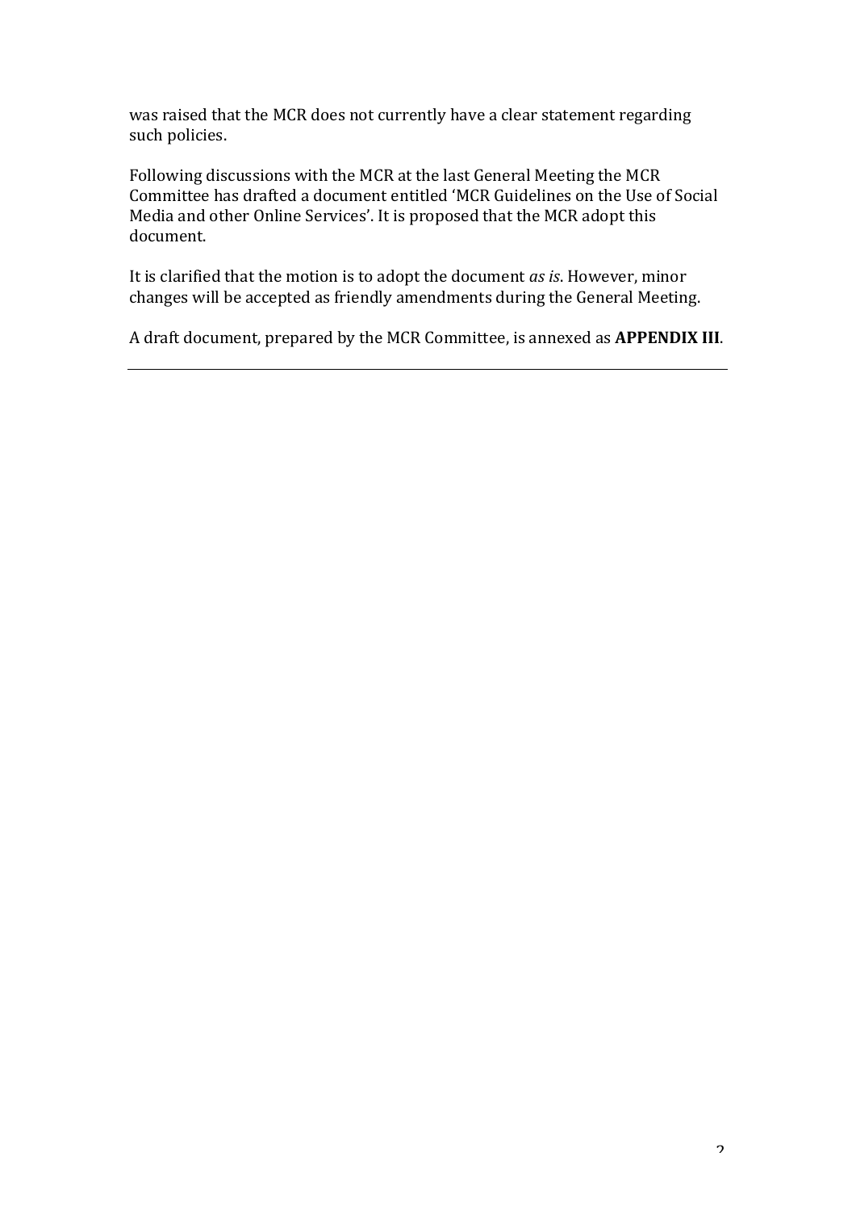was raised that the MCR does not currently have a clear statement regarding such policies.

Following discussions with the MCR at the last General Meeting the MCR Committee has drafted a document entitled 'MCR Guidelines on the Use of Social Media and other Online Services'. It is proposed that the MCR adopt this document.

It is clarified that the motion is to adopt the document *as is*. However, minor changes will be accepted as friendly amendments during the General Meeting.

A draft document, prepared by the MCR Committee, is annexed as **APPENDIX III**.

---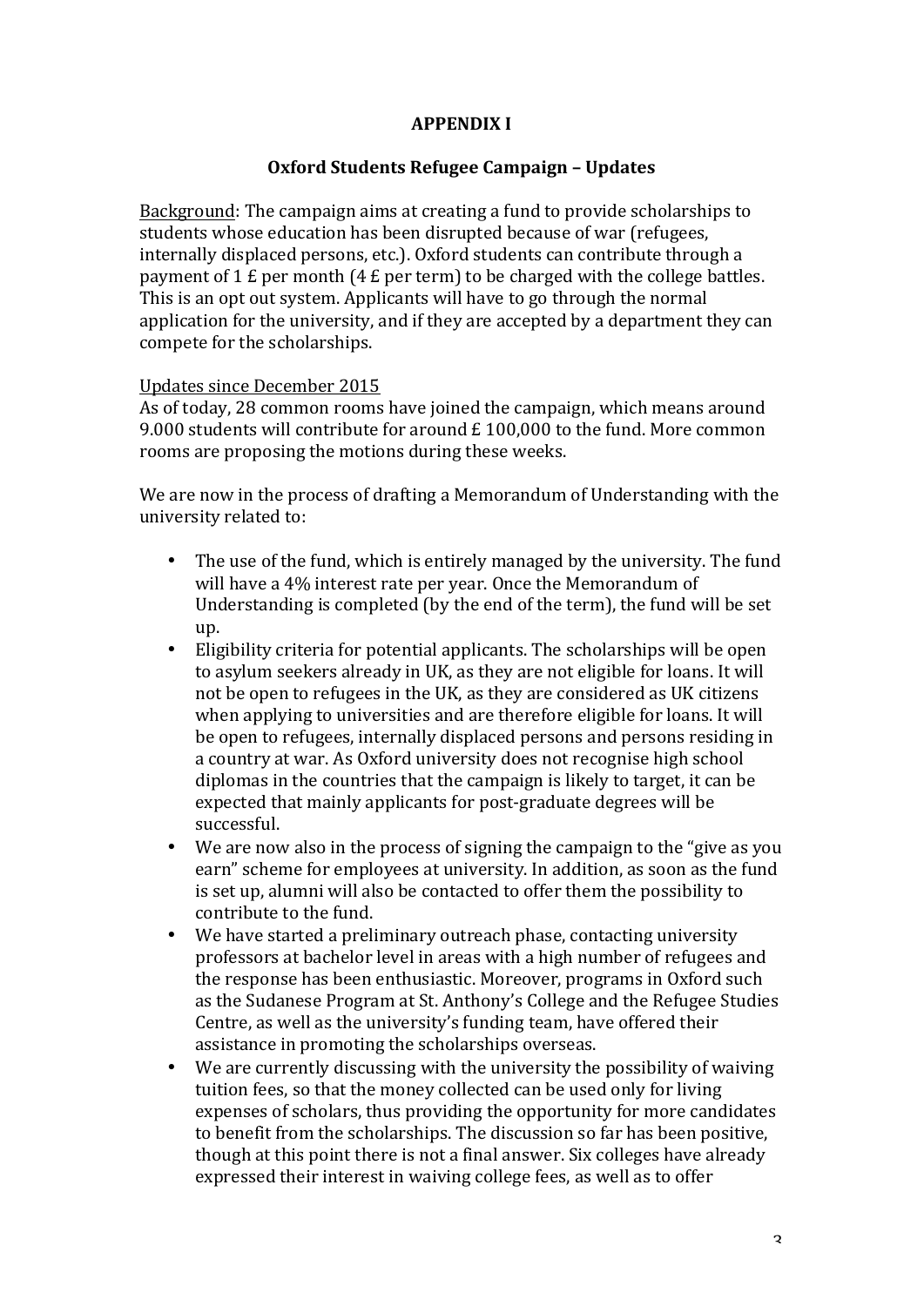**APPENDIX I**

**Oxford Students Refugee Campaign – Updates**

Background: The campaign aims at creating a fund to provide scholarships to students whose education has been disrupted because of war (refugees, internally displaced persons, etc.). Oxford students can contribute through a payment of 1 £ per month (4 £ per term) to be charged with the college battles. This is an opt out system. Applicants will have to go through the normal application for the university, and if they are accepted by a department they can compete for the scholarships.

Updates since December 2015

As of today, 28 common rooms have joined the campaign, which means around 9.000 students will contribute for around £ 100,000 to the fund. More common rooms are proposing the motions during these weeks.

We are now in the process of drafting a Memorandum of Understanding with the university related to:

- The use of the fund, which is entirely managed by the university. The fund will have a 4% interest rate per year. Once the Memorandum of Understanding is completed (by the end of the term), the fund will be set up.
- Eligibility criteria for potential applicants. The scholarships will be open to asylum seekers already in UK, as they are not eligible for loans. It will not be open to refugees in the UK, as they are considered as UK citizens when applying to universities and are therefore eligible for loans. It will be open to refugees, internally displaced persons and persons residing in a country at war. As Oxford university does not recognise high school diplomas in the countries that the campaign is likely to target, it can be expected that mainly applicants for post-graduate degrees will be successful.
- We are now also in the process of signing the campaign to the "give as you earn" scheme for employees at university. In addition, as soon as the fund is set up, alumni will also be contacted to offer them the possibility to contribute to the fund.
- We have started a preliminary outreach phase, contacting university professors at bachelor level in areas with a high number of refugees and the response has been enthusiastic. Moreover, programs in Oxford such as the Sudanese Program at St. Anthony's College and the Refugee Studies Centre, as well as the university's funding team, have offered their assistance in promoting the scholarships overseas.
- We are currently discussing with the university the possibility of waiving tuition fees, so that the money collected can be used only for living expenses of scholars, thus providing the opportunity for more candidates to benefit from the scholarships. The discussion so far has been positive, though at this point there is not a final answer. Six colleges have already expressed their interest in waiving college fees, as well as to offer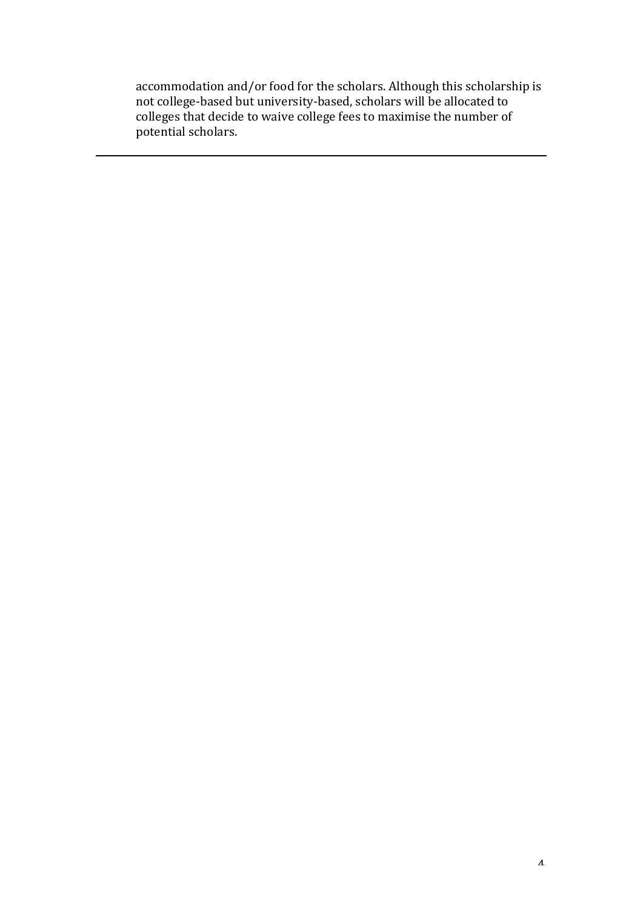accommodation and/or food for the scholars. Although this scholarship is not college-based but university-based, scholars will be allocated to colleges that decide to waive college fees to maximise the number of potential scholars.

---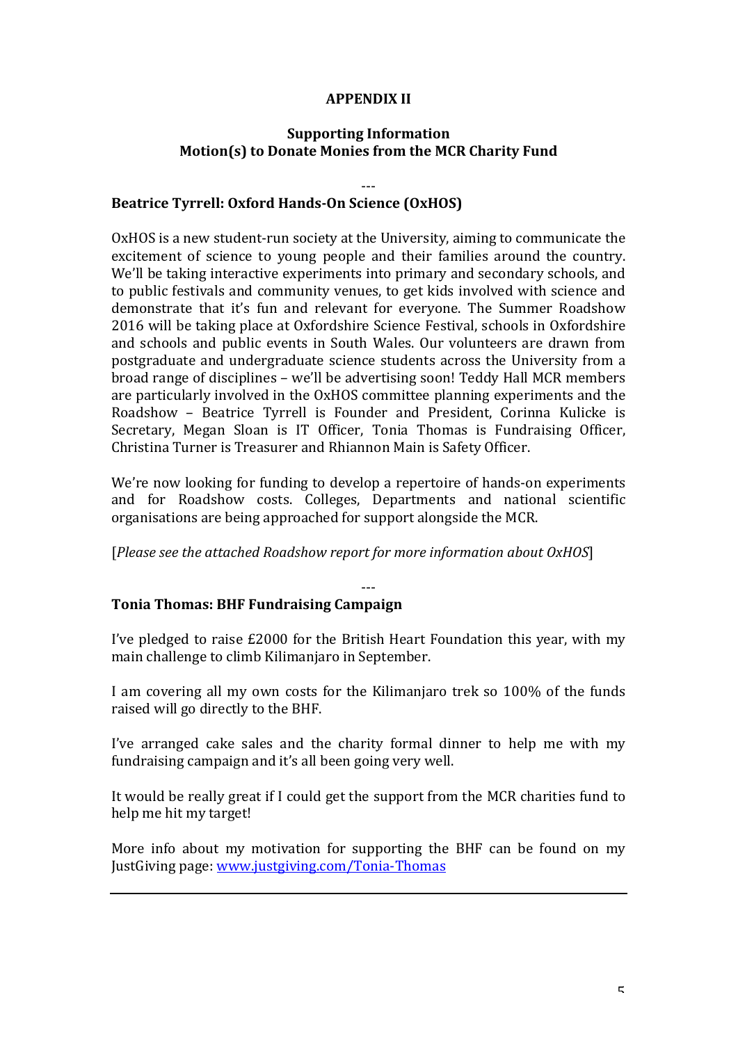**APPENDIX II**

**Supporting Information**
**Motion(s) to Donate Monies from the MCR Charity Fund**

---

**Beatrice Tyrrell: Oxford Hands-On Science (OxHOS)**

OxHOS is a new student-run society at the University, aiming to communicate the excitement of science to young people and their families around the country. We'll be taking interactive experiments into primary and secondary schools, and to public festivals and community venues, to get kids involved with science and demonstrate that it's fun and relevant for everyone. The Summer Roadshow 2016 will be taking place at Oxfordshire Science Festival, schools in Oxfordshire and schools and public events in South Wales. Our volunteers are drawn from postgraduate and undergraduate science students across the University from a broad range of disciplines – we'll be advertising soon! Teddy Hall MCR members are particularly involved in the OxHOS committee planning experiments and the Roadshow – Beatrice Tyrrell is Founder and President, Corinna Kulicke is Secretary, Megan Sloan is IT Officer, Tonia Thomas is Fundraising Officer, Christina Turner is Treasurer and Rhiannon Main is Safety Officer.

We're now looking for funding to develop a repertoire of hands-on experiments and for Roadshow costs. Colleges, Departments and national scientific organisations are being approached for support alongside the MCR.

[*Please see the attached Roadshow report for more information about OxHOS*]

---

**Tonia Thomas: BHF Fundraising Campaign**

I've pledged to raise £2000 for the British Heart Foundation this year, with my main challenge to climb Kilimanjaro in September.

I am covering all my own costs for the Kilimanjaro trek so 100% of the funds raised will go directly to the BHF.

I've arranged cake sales and the charity formal dinner to help me with my fundraising campaign and it's all been going very well.

It would be really great if I could get the support from the MCR charities fund to help me hit my target!

More info about my motivation for supporting the BHF can be found on my JustGiving page: [www.justgiving.com/Tonia-Thomas](www.justgiving.com/Tonia-Thomas)

---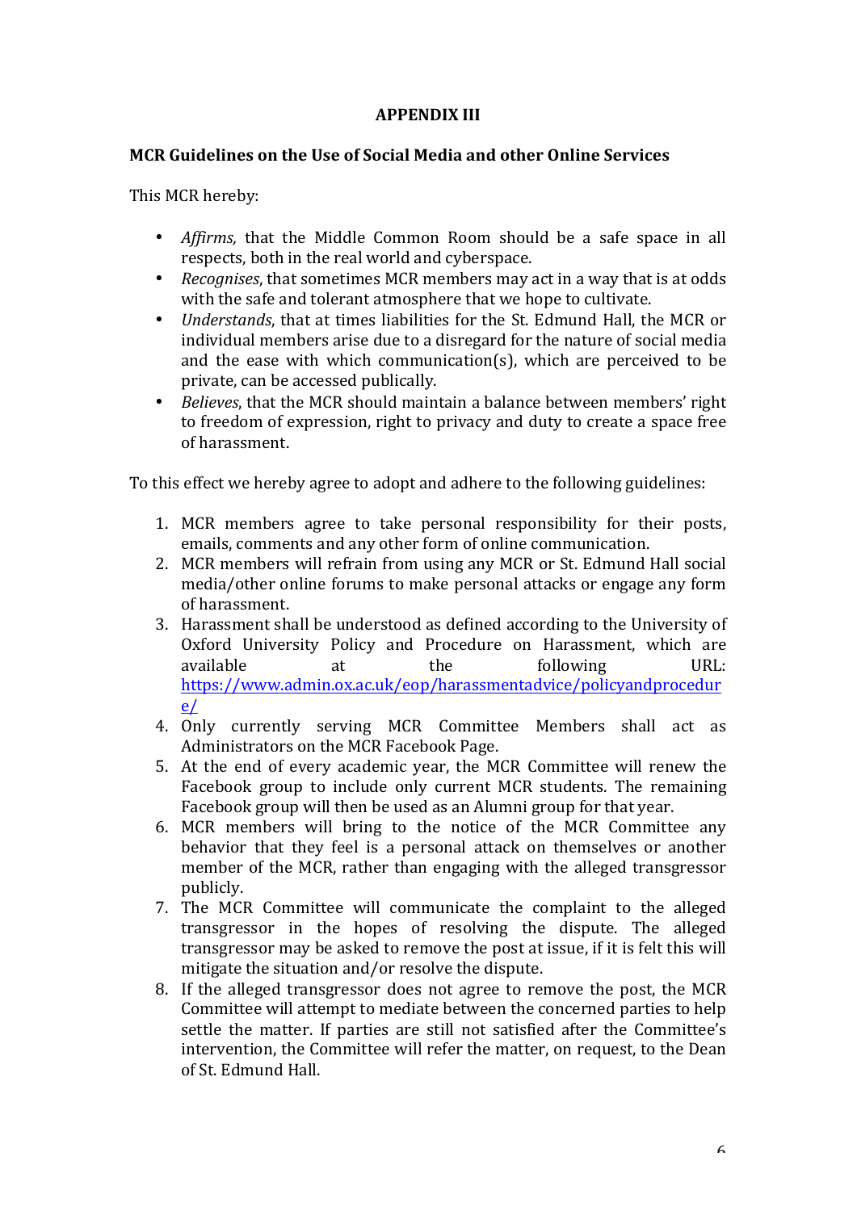**APPENDIX III**

**MCR Guidelines on the Use of Social Media and other Online Services**

This MCR hereby:

- *Affirms,* that the Middle Common Room should be a safe space in all respects, both in the real world and cyberspace.
- *Recognises*, that sometimes MCR members may act in a way that is at odds with the safe and tolerant atmosphere that we hope to cultivate.
- *Understands*, that at times liabilities for the St. Edmund Hall, the MCR or individual members arise due to a disregard for the nature of social media and the ease with which communication(s), which are perceived to be private, can be accessed publically.
- *Believes*, that the MCR should maintain a balance between members' right to freedom of expression, right to privacy and duty to create a space free of harassment.

To this effect we hereby agree to adopt and adhere to the following guidelines:

1. MCR members agree to take personal responsibility for their posts, emails, comments and any other form of online communication.
2. MCR members will refrain from using any MCR or St. Edmund Hall social media/other online forums to make personal attacks or engage any form of harassment.
3. Harassment shall be understood as defined according to the University of Oxford University Policy and Procedure on Harassment, which are available at the following URL: https://www.admin.ox.ac.uk/eop/harassmentadvice/policyandprocedure/
4. Only currently serving MCR Committee Members shall act as Administrators on the MCR Facebook Page.
5. At the end of every academic year, the MCR Committee will renew the Facebook group to include only current MCR students. The remaining Facebook group will then be used as an Alumni group for that year.
6. MCR members will bring to the notice of the MCR Committee any behavior that they feel is a personal attack on themselves or another member of the MCR, rather than engaging with the alleged transgressor publicly.
7. The MCR Committee will communicate the complaint to the alleged transgressor in the hopes of resolving the dispute. The alleged transgressor may be asked to remove the post at issue, if it is felt this will mitigate the situation and/or resolve the dispute.
8. If the alleged transgressor does not agree to remove the post, the MCR Committee will attempt to mediate between the concerned parties to help settle the matter. If parties are still not satisfied after the Committee's intervention, the Committee will refer the matter, on request, to the Dean of St. Edmund Hall.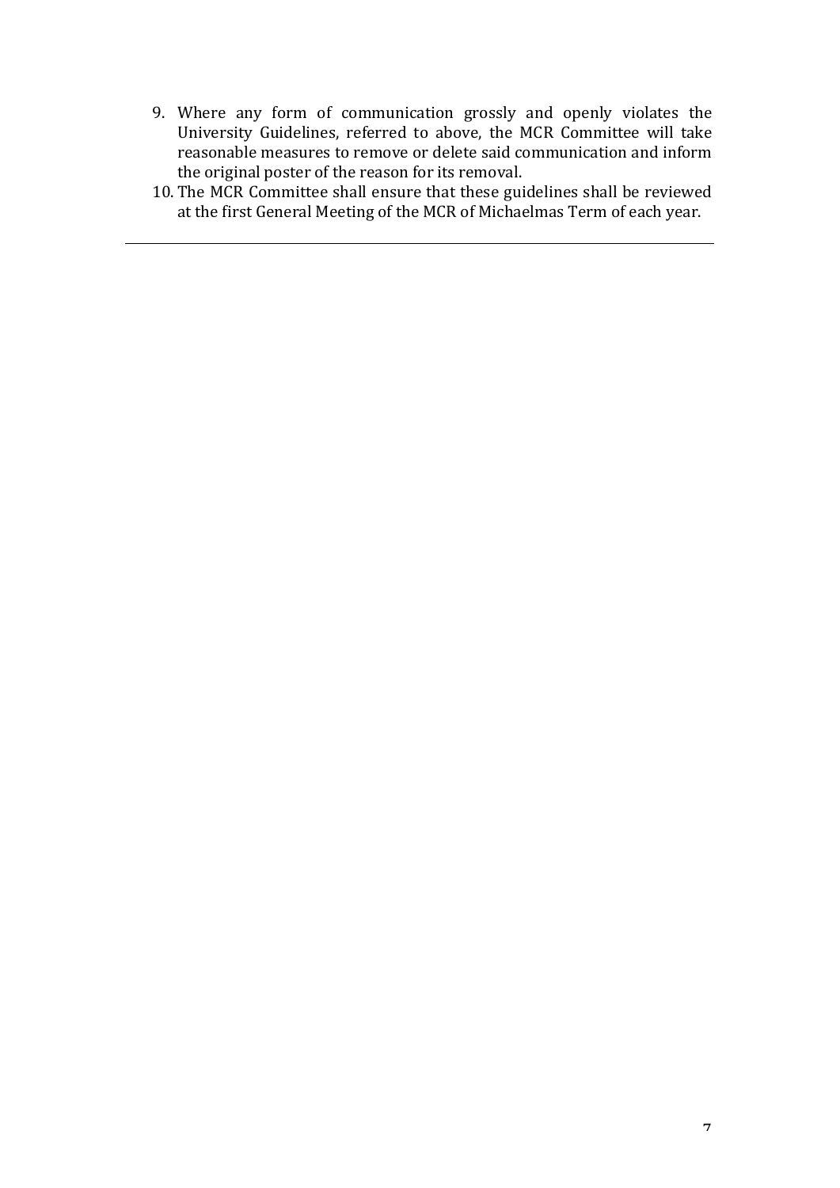9. Where any form of communication grossly and openly violates the University Guidelines, referred to above, the MCR Committee will take reasonable measures to remove or delete said communication and inform the original poster of the reason for its removal.
10. The MCR Committee shall ensure that these guidelines shall be reviewed at the first General Meeting of the MCR of Michaelmas Term of each year.

---